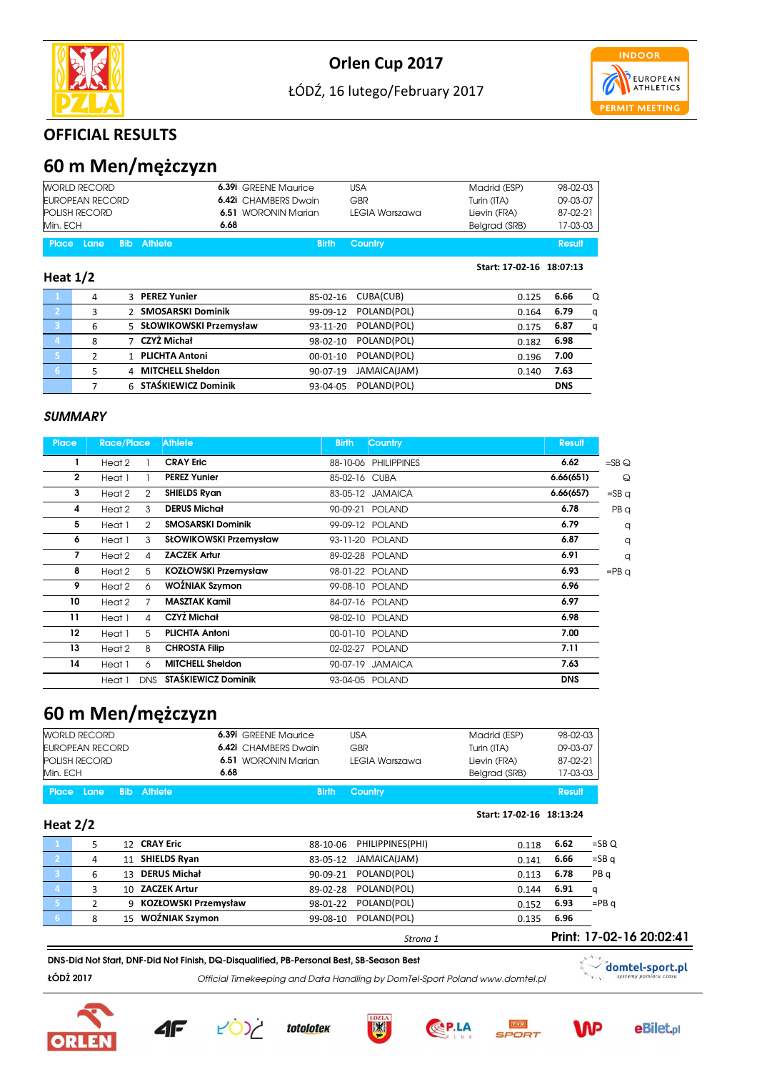# Orlen Cup 2017

ŁÓDŹ, 16 lutego/February 2017

## OFFICIAL RESULTS

## 60 m Men/mężczyzn

| | | | | | |
|---|---|---|---|---|---|
| WORLD RECORD | 6.39i | GREENE Maurice | USA | Madrid (ESP) | 98-02-03 |
| EUROPEAN RECORD | 6.42i | CHAMBERS Dwain | GBR | Turin (ITA) | 09-03-07 |
| POLISH RECORD | 6.51 | WORONIN Marian | LEGIA Warszawa | Lievin (FRA) | 87-02-21 |
| Min. ECH | 6.68 | | | Belgrad (SRB) | 17-03-03 |

### Heat 1/2

Start: 17-02-16 18:07:13

| Place | Lane | Bib | Athlete | Birth | Country | | Result | |
|---|---|---|---|---|---|---|---|---|
| 1 | 4 | 3 | **PEREZ Yunier** | 85-02-16 | CUBA(CUB) | 0.125 | **6.66** | Q |
| 2 | 3 | 2 | **SMOSARSKI Dominik** | 99-09-12 | POLAND(POL) | 0.164 | **6.79** | q |
| 3 | 6 | 5 | **SŁOWIKOWSKI Przemysław** | 93-11-20 | POLAND(POL) | 0.175 | **6.87** | q |
| 4 | 8 | 7 | **CZYŻ Michał** | 98-02-10 | POLAND(POL) | 0.182 | **6.98** | |
| 5 | 2 | 1 | **PLICHTA Antoni** | 00-01-10 | POLAND(POL) | 0.196 | **7.00** | |
| 6 | 5 | 4 | **MITCHELL Sheldon** | 90-07-19 | JAMAICA(JAM) | 0.140 | **7.63** | |
| | 7 | 6 | **STAŚKIEWICZ Dominik** | 93-04-05 | POLAND(POL) | | **DNS** | |

### *SUMMARY*

| Place | Race/Place | | Athlete | Birth | Country | Result | |
|---|---|---|---|---|---|---|---|
| 1 | Heat 2 | 1 | **CRAY Eric** | 88-10-06 | PHILIPPINES | **6.62** | =SB Q |
| 2 | Heat 1 | 1 | **PEREZ Yunier** | 85-02-16 | CUBA | **6.66(651)** | Q |
| 3 | Heat 2 | 2 | **SHIELDS Ryan** | 83-05-12 | JAMAICA | **6.66(657)** | =SB q |
| 4 | Heat 2 | 3 | **DERUS Michał** | 90-09-21 | POLAND | **6.78** | PB q |
| 5 | Heat 1 | 2 | **SMOSARSKI Dominik** | 99-09-12 | POLAND | **6.79** | q |
| 6 | Heat 1 | 3 | **SŁOWIKOWSKI Przemysław** | 93-11-20 | POLAND | **6.87** | q |
| 7 | Heat 2 | 4 | **ZACZEK Artur** | 89-02-28 | POLAND | **6.91** | q |
| 8 | Heat 2 | 5 | **KOZŁOWSKI Przemysław** | 98-01-22 | POLAND | **6.93** | =PB q |
| 9 | Heat 2 | 6 | **WOŹNIAK Szymon** | 99-08-10 | POLAND | **6.96** | |
| 10 | Heat 2 | 7 | **MASZTAK Kamil** | 84-07-16 | POLAND | **6.97** | |
| 11 | Heat 1 | 4 | **CZYŻ Michał** | 98-02-10 | POLAND | **6.98** | |
| 12 | Heat 1 | 5 | **PLICHTA Antoni** | 00-01-10 | POLAND | **7.00** | |
| 13 | Heat 2 | 8 | **CHROSTA Filip** | 02-02-27 | POLAND | **7.11** | |
| 14 | Heat 1 | 6 | **MITCHELL Sheldon** | 90-07-19 | JAMAICA | **7.63** | |
| | Heat 1 | DNS | **STAŚKIEWICZ Dominik** | 93-04-05 | POLAND | **DNS** | |

## 60 m Men/mężczyzn

| | | | | | |
|---|---|---|---|---|---|
| WORLD RECORD | 6.39i | GREENE Maurice | USA | Madrid (ESP) | 98-02-03 |
| EUROPEAN RECORD | 6.42i | CHAMBERS Dwain | GBR | Turin (ITA) | 09-03-07 |
| POLISH RECORD | 6.51 | WORONIN Marian | LEGIA Warszawa | Lievin (FRA) | 87-02-21 |
| Min. ECH | 6.68 | | | Belgrad (SRB) | 17-03-03 |

### Heat 2/2

Start: 17-02-16 18:13:24

| Place | Lane | Bib | Athlete | Birth | Country | | Result | |
|---|---|---|---|---|---|---|---|---|
| 1 | 5 | 12 | **CRAY Eric** | 88-10-06 | PHILIPPINES(PHI) | 0.118 | **6.62** | =SB Q |
| 2 | 4 | 11 | **SHIELDS Ryan** | 83-05-12 | JAMAICA(JAM) | 0.141 | **6.66** | =SB q |
| 3 | 6 | 13 | **DERUS Michał** | 90-09-21 | POLAND(POL) | 0.113 | **6.78** | PB q |
| 4 | 3 | 10 | **ZACZEK Artur** | 89-02-28 | POLAND(POL) | 0.144 | **6.91** | q |
| 5 | 2 | 9 | **KOZŁOWSKI Przemysław** | 98-01-22 | POLAND(POL) | 0.152 | **6.93** | =PB q |
| 6 | 8 | 15 | **WOŹNIAK Szymon** | 99-08-10 | POLAND(POL) | 0.135 | **6.96** | |

Print: 17-02-16 20:02:41

**DNS-Did Not Start, DNF-Did Not Finish, DQ-Disqualified, PB-Personal Best, SB-Season Best**

**ŁÓDŹ 2017** *Official Timekeeping and Data Handling by DomTel-Sport Poland www.domtel.pl*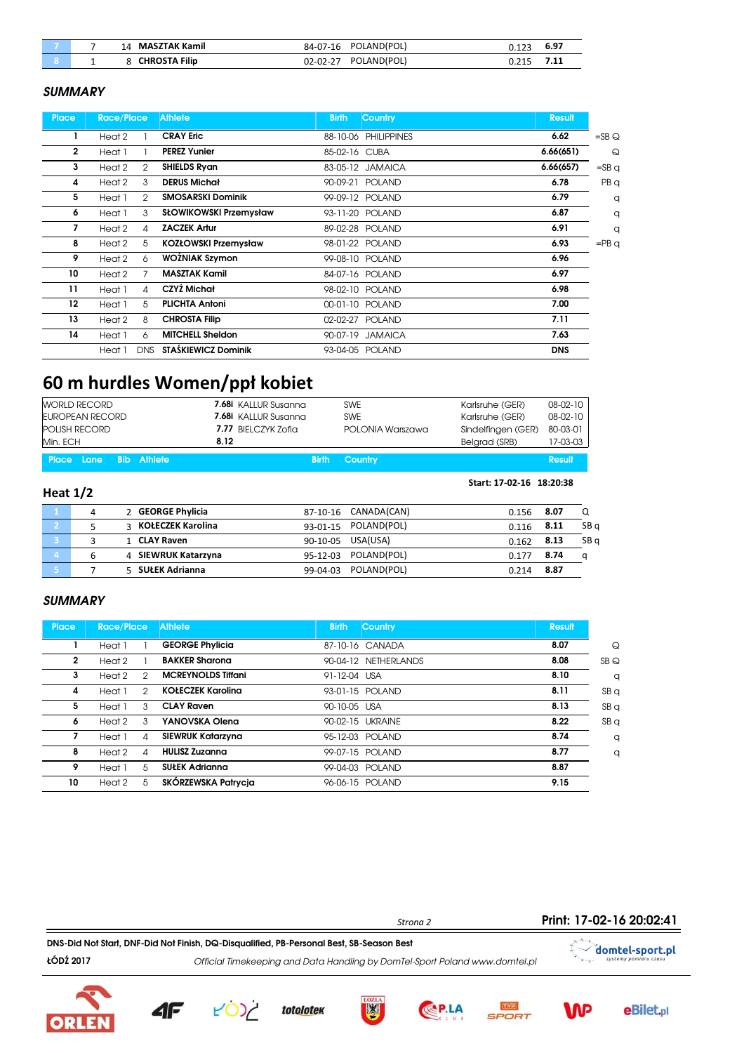| | | | | | | | |
|---|---|---|---|---|---|---|---|
| 7 | 7 | 14 | **MASZTAK Kamil** | 84-07-16 | POLAND(POL) | 0.123 | **6.97** |
| 8 | 1 | 8 | **CHROSTA Filip** | 02-02-27 | POLAND(POL) | 0.215 | **7.11** |

### *SUMMARY*

| Place | Race/Place | | Athlete | Birth | Country | Result | |
|---|---|---|---|---|---|---|---|
| **1** | Heat 2 | 1 | **CRAY Eric** | 88-10-06 | PHILIPPINES | **6.62** | =SB Q |
| **2** | Heat 1 | 1 | **PEREZ Yunier** | 85-02-16 | CUBA | **6.66(651)** | Q |
| **3** | Heat 2 | 2 | **SHIELDS Ryan** | 83-05-12 | JAMAICA | **6.66(657)** | =SB q |
| **4** | Heat 2 | 3 | **DERUS Michał** | 90-09-21 | POLAND | **6.78** | PB q |
| **5** | Heat 1 | 2 | **SMOSARSKI Dominik** | 99-09-12 | POLAND | **6.79** | q |
| **6** | Heat 1 | 3 | **SŁOWIKOWSKI Przemysław** | 93-11-20 | POLAND | **6.87** | q |
| **7** | Heat 2 | 4 | **ZACZEK Artur** | 89-02-28 | POLAND | **6.91** | q |
| **8** | Heat 2 | 5 | **KOZŁOWSKI Przemysław** | 98-01-22 | POLAND | **6.93** | =PB q |
| **9** | Heat 2 | 6 | **WOŹNIAK Szymon** | 99-08-10 | POLAND | **6.96** | |
| **10** | Heat 2 | 7 | **MASZTAK Kamil** | 84-07-16 | POLAND | **6.97** | |
| **11** | Heat 1 | 4 | **CZYŻ Michał** | 98-02-10 | POLAND | **6.98** | |
| **12** | Heat 1 | 5 | **PLICHTA Antoni** | 00-01-10 | POLAND | **7.00** | |
| **13** | Heat 2 | 8 | **CHROSTA Filip** | 02-02-27 | POLAND | **7.11** | |
| **14** | Heat 1 | 6 | **MITCHELL Sheldon** | 90-07-19 | JAMAICA | **7.63** | |
| | Heat 1 | DNS | **STAŚKIEWICZ Dominik** | 93-04-05 | POLAND | **DNS** | |

# 60 m hurdles Women/ppł kobiet

| | | | | | |
|---|---|---|---|---|---|
| WORLD RECORD | **7.68i** | KALLUR Susanna | SWE | Karlsruhe (GER) | 08-02-10 |
| EUROPEAN RECORD | **7.68i** | KALLUR Susanna | SWE | Karlsruhe (GER) | 08-02-10 |
| POLISH RECORD | **7.77** | BIELCZYK Zofia | POLONIA Warszawa | Sindelfingen (GER) | 80-03-01 |
| Min. ECH | **8.12** | | | Belgrad (SRB) | 17-03-03 |

## Heat 1/2

**Start: 17-02-16 18:20:38**

| Place | Lane | Bib | Athlete | Birth | Country | | Result | |
|---|---|---|---|---|---|---|---|---|
| 1 | 4 | 2 | **GEORGE Phylicia** | 87-10-16 | CANADA(CAN) | 0.156 | **8.07** | Q |
| 2 | 5 | 3 | **KOŁECZEK Karolina** | 93-01-15 | POLAND(POL) | 0.116 | **8.11** | SB q |
| 3 | 3 | 1 | **CLAY Raven** | 90-10-05 | USA(USA) | 0.162 | **8.13** | SB q |
| 4 | 6 | 4 | **SIEWRUK Katarzyna** | 95-12-03 | POLAND(POL) | 0.177 | **8.74** | q |
| 5 | 7 | 5 | **SUŁEK Adrianna** | 99-04-03 | POLAND(POL) | 0.214 | **8.87** | |

### *SUMMARY*

| Place | Race/Place | | Athlete | Birth | Country | Result | |
|---|---|---|---|---|---|---|---|
| **1** | Heat 1 | 1 | **GEORGE Phylicia** | 87-10-16 | CANADA | **8.07** | Q |
| **2** | Heat 2 | 1 | **BAKKER Sharona** | 90-04-12 | NETHERLANDS | **8.08** | SB Q |
| **3** | Heat 2 | 2 | **MCREYNOLDS Tiffani** | 91-12-04 | USA | **8.10** | q |
| **4** | Heat 1 | 2 | **KOŁECZEK Karolina** | 93-01-15 | POLAND | **8.11** | SB q |
| **5** | Heat 1 | 3 | **CLAY Raven** | 90-10-05 | USA | **8.13** | SB q |
| **6** | Heat 2 | 3 | **YANOVSKA Olena** | 90-02-15 | UKRAINE | **8.22** | SB q |
| **7** | Heat 1 | 4 | **SIEWRUK Katarzyna** | 95-12-03 | POLAND | **8.74** | q |
| **8** | Heat 2 | 4 | **HULISZ Zuzanna** | 99-07-15 | POLAND | **8.77** | q |
| **9** | Heat 1 | 5 | **SUŁEK Adrianna** | 99-04-03 | POLAND | **8.87** | |
| **10** | Heat 2 | 5 | **SKÓRZEWSKA Patrycja** | 96-06-15 | POLAND | **9.15** | |

**Print: 17-02-16 20:02:41**

**DNS-Did Not Start, DNF-Did Not Finish, DQ-Disqualified, PB-Personal Best, SB-Season Best**

**ŁÓDŹ 2017** *Official Timekeeping and Data Handling by DomTel-Sport Poland www.domtel.pl*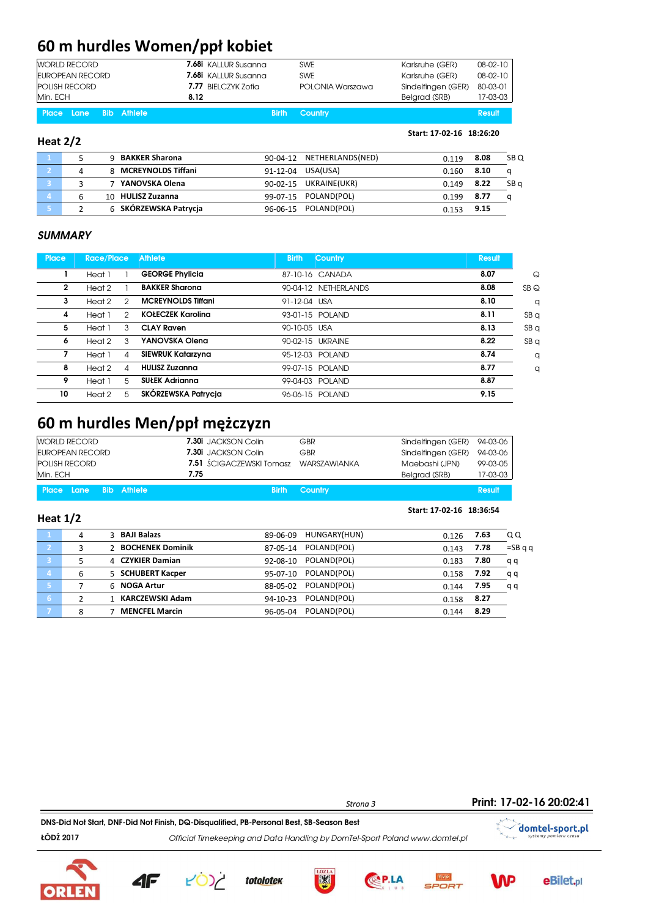# 60 m hurdles Women/ppł kobiet

| | | | | | |
|---|---|---|---|---|---|
| WORLD RECORD | 7.68i | KALLUR Susanna | SWE | Karlsruhe (GER) | 08-02-10 |
| EUROPEAN RECORD | 7.68i | KALLUR Susanna | SWE | Karlsruhe (GER) | 08-02-10 |
| POLISH RECORD | 7.77 | BIELCZYK Zofia | POLONIA Warszawa | Sindelfingen (GER) | 80-03-01 |
| Min. ECH | 8.12 | | | Belgrad (SRB) | 17-03-03 |

## Heat 2/2

Start: 17-02-16 18:26:20

| Place | Lane | Bib | Athlete | Birth | Country | | Result | |
|---|---|---|---|---|---|---|---|---|
| 1 | 5 | 9 | **BAKKER Sharona** | 90-04-12 | NETHERLANDS(NED) | 0.119 | **8.08** | SB Q |
| 2 | 4 | 8 | **MCREYNOLDS Tiffani** | 91-12-04 | USA(USA) | 0.160 | **8.10** | q |
| 3 | 3 | 7 | **YANOVSKA Olena** | 90-02-15 | UKRAINE(UKR) | 0.149 | **8.22** | SB q |
| 4 | 6 | 10 | **HULISZ Zuzanna** | 99-07-15 | POLAND(POL) | 0.199 | **8.77** | q |
| 5 | 2 | 6 | **SKÓRZEWSKA Patrycja** | 96-06-15 | POLAND(POL) | 0.153 | **9.15** | |

## *SUMMARY*

| Place | Race/Place | | Athlete | Birth | Country | Result | |
|---|---|---|---|---|---|---|---|
| 1 | Heat 1 | 1 | **GEORGE Phylicia** | 87-10-16 | CANADA | **8.07** | Q |
| 2 | Heat 2 | 1 | **BAKKER Sharona** | 90-04-12 | NETHERLANDS | **8.08** | SB Q |
| 3 | Heat 2 | 2 | **MCREYNOLDS Tiffani** | 91-12-04 | USA | **8.10** | q |
| 4 | Heat 1 | 2 | **KOŁECZEK Karolina** | 93-01-15 | POLAND | **8.11** | SB q |
| 5 | Heat 1 | 3 | **CLAY Raven** | 90-10-05 | USA | **8.13** | SB q |
| 6 | Heat 2 | 3 | **YANOVSKA Olena** | 90-02-15 | UKRAINE | **8.22** | SB q |
| 7 | Heat 1 | 4 | **SIEWRUK Katarzyna** | 95-12-03 | POLAND | **8.74** | q |
| 8 | Heat 2 | 4 | **HULISZ Zuzanna** | 99-07-15 | POLAND | **8.77** | q |
| 9 | Heat 1 | 5 | **SUŁEK Adrianna** | 99-04-03 | POLAND | **8.87** | |
| 10 | Heat 2 | 5 | **SKÓRZEWSKA Patrycja** | 96-06-15 | POLAND | **9.15** | |

# 60 m hurdles Men/ppł mężczyzn

| | | | | | |
|---|---|---|---|---|---|
| WORLD RECORD | 7.30i | JACKSON Colin | GBR | Sindelfingen (GER) | 94-03-06 |
| EUROPEAN RECORD | 7.30i | JACKSON Colin | GBR | Sindelfingen (GER) | 94-03-06 |
| POLISH RECORD | 7.51 | ŚCIGACZEWSKI Tomasz | WARSZAWIANKA | Maebashi (JPN) | 99-03-05 |
| Min. ECH | 7.75 | | | Belgrad (SRB) | 17-03-03 |

## Heat 1/2

Start: 17-02-16 18:36:54

| Place | Lane | Bib | Athlete | Birth | Country | | Result | |
|---|---|---|---|---|---|---|---|---|
| 1 | 4 | 3 | **BAJI Balazs** | 89-06-09 | HUNGARY(HUN) | 0.126 | **7.63** | Q Q |
| 2 | 3 | 2 | **BOCHENEK Dominik** | 87-05-14 | POLAND(POL) | 0.143 | **7.78** | =SB q q |
| 3 | 5 | 4 | **CZYKIER Damian** | 92-08-10 | POLAND(POL) | 0.183 | **7.80** | q q |
| 4 | 6 | 5 | **SCHUBERT Kacper** | 95-07-10 | POLAND(POL) | 0.158 | **7.92** | q q |
| 5 | 7 | 6 | **NOGA Artur** | 88-05-02 | POLAND(POL) | 0.144 | **7.95** | q q |
| 6 | 2 | 1 | **KARCZEWSKI Adam** | 94-10-23 | POLAND(POL) | 0.158 | **8.27** | |
| 7 | 8 | 7 | **MENCFEL Marcin** | 96-05-04 | POLAND(POL) | 0.144 | **8.29** | |

Print: 17-02-16 20:02:41

DNS-Did Not Start, DNF-Did Not Finish, DQ-Disqualified, PB-Personal Best, SB-Season Best

ŁÓDŹ 2017

*Official Timekeeping and Data Handling by DomTel-Sport Poland www.domtel.pl*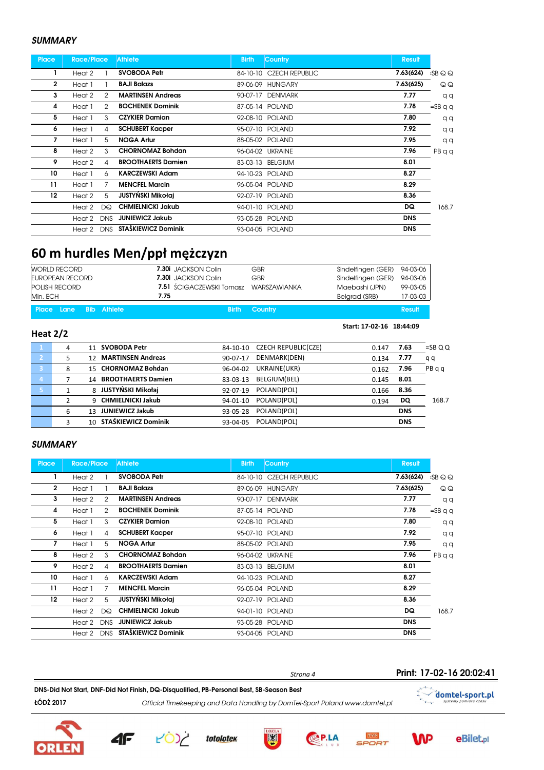### *SUMMARY*

| Place | Race/Place | | Athlete | Birth | Country | Result | |
|---|---|---|---|---|---|---|---|
| 1 | Heat 2 | 1 | **SVOBODA Petr** | 84-10-10 | CZECH REPUBLIC | **7.63(624)** | =SB Q Q |
| 2 | Heat 1 | 1 | **BAJI Balazs** | 89-06-09 | HUNGARY | **7.63(625)** | Q Q |
| 3 | Heat 2 | 2 | **MARTINSEN Andreas** | 90-07-17 | DENMARK | **7.77** | q q |
| 4 | Heat 1 | 2 | **BOCHENEK Dominik** | 87-05-14 | POLAND | **7.78** | =SB q q |
| 5 | Heat 1 | 3 | **CZYKIER Damian** | 92-08-10 | POLAND | **7.80** | q q |
| 6 | Heat 1 | 4 | **SCHUBERT Kacper** | 95-07-10 | POLAND | **7.92** | q q |
| 7 | Heat 1 | 5 | **NOGA Artur** | 88-05-02 | POLAND | **7.95** | q q |
| 8 | Heat 2 | 3 | **CHORNOMAZ Bohdan** | 96-04-02 | UKRAINE | **7.96** | PB q q |
| 9 | Heat 2 | 4 | **BROOTHAERTS Damien** | 83-03-13 | BELGIUM | **8.01** | |
| 10 | Heat 1 | 6 | **KARCZEWSKI Adam** | 94-10-23 | POLAND | **8.27** | |
| 11 | Heat 1 | 7 | **MENCFEL Marcin** | 96-05-04 | POLAND | **8.29** | |
| 12 | Heat 2 | 5 | **JUSTYŃSKI Mikołaj** | 92-07-19 | POLAND | **8.36** | |
| | Heat 2 | DQ | **CHMIELNICKI Jakub** | 94-01-10 | POLAND | **DQ** | 168.7 |
| | Heat 2 | DNS | **JUNIEWICZ Jakub** | 93-05-28 | POLAND | **DNS** | |
| | Heat 2 | DNS | **STAŚKIEWICZ Dominik** | 93-04-05 | POLAND | **DNS** | |

# 60 m hurdles Men/ppł mężczyzn

| | | | | | |
|---|---|---|---|---|---|
| WORLD RECORD | **7.30i** | JACKSON Colin | GBR | Sindelfingen (GER) | 94-03-06 |
| EUROPEAN RECORD | **7.30i** | JACKSON Colin | GBR | Sindelfingen (GER) | 94-03-06 |
| POLISH RECORD | **7.51** | ŚCIGACZEWSKI Tomasz | WARSZAWIANKA | Maebashi (JPN) | 99-03-05 |
| Min. ECH | **7.75** | | | Belgrad (SRB) | 17-03-03 |

**Start: 17-02-16 18:44:09**

## Heat 2/2

| Place | Lane | Bib | Athlete | Birth | Country | | Result | |
|---|---|---|---|---|---|---|---|---|
| 1 | 4 | 11 | **SVOBODA Petr** | 84-10-10 | CZECH REPUBLIC(CZE) | 0.147 | **7.63** | =SB Q Q |
| 2 | 5 | 12 | **MARTINSEN Andreas** | 90-07-17 | DENMARK(DEN) | 0.134 | **7.77** | q q |
| 3 | 8 | 15 | **CHORNOMAZ Bohdan** | 96-04-02 | UKRAINE(UKR) | 0.162 | **7.96** | PB q q |
| 4 | 7 | 14 | **BROOTHAERTS Damien** | 83-03-13 | BELGIUM(BEL) | 0.145 | **8.01** | |
| 5 | 1 | 8 | **JUSTYŃSKI Mikołaj** | 92-07-19 | POLAND(POL) | 0.166 | **8.36** | |
| | 2 | 9 | **CHMIELNICKI Jakub** | 94-01-10 | POLAND(POL) | 0.194 | **DQ** | 168.7 |
| | 6 | 13 | **JUNIEWICZ Jakub** | 93-05-28 | POLAND(POL) | | **DNS** | |
| | 3 | 10 | **STAŚKIEWICZ Dominik** | 93-04-05 | POLAND(POL) | | **DNS** | |

### *SUMMARY*

| Place | Race/Place | | Athlete | Birth | Country | Result | |
|---|---|---|---|---|---|---|---|
| 1 | Heat 2 | 1 | **SVOBODA Petr** | 84-10-10 | CZECH REPUBLIC | **7.63(624)** | =SB Q Q |
| 2 | Heat 1 | 1 | **BAJI Balazs** | 89-06-09 | HUNGARY | **7.63(625)** | Q Q |
| 3 | Heat 2 | 2 | **MARTINSEN Andreas** | 90-07-17 | DENMARK | **7.77** | q q |
| 4 | Heat 1 | 2 | **BOCHENEK Dominik** | 87-05-14 | POLAND | **7.78** | =SB q q |
| 5 | Heat 1 | 3 | **CZYKIER Damian** | 92-08-10 | POLAND | **7.80** | q q |
| 6 | Heat 1 | 4 | **SCHUBERT Kacper** | 95-07-10 | POLAND | **7.92** | q q |
| 7 | Heat 1 | 5 | **NOGA Artur** | 88-05-02 | POLAND | **7.95** | q q |
| 8 | Heat 2 | 3 | **CHORNOMAZ Bohdan** | 96-04-02 | UKRAINE | **7.96** | PB q q |
| 9 | Heat 2 | 4 | **BROOTHAERTS Damien** | 83-03-13 | BELGIUM | **8.01** | |
| 10 | Heat 1 | 6 | **KARCZEWSKI Adam** | 94-10-23 | POLAND | **8.27** | |
| 11 | Heat 1 | 7 | **MENCFEL Marcin** | 96-05-04 | POLAND | **8.29** | |
| 12 | Heat 2 | 5 | **JUSTYŃSKI Mikołaj** | 92-07-19 | POLAND | **8.36** | |
| | Heat 2 | DQ | **CHMIELNICKI Jakub** | 94-01-10 | POLAND | **DQ** | 168.7 |
| | Heat 2 | DNS | **JUNIEWICZ Jakub** | 93-05-28 | POLAND | **DNS** | |
| | Heat 2 | DNS | **STAŚKIEWICZ Dominik** | 93-04-05 | POLAND | **DNS** | |

**Print: 17-02-16 20:02:41**

**DNS-Did Not Start, DNF-Did Not Finish, DQ-Disqualified, PB-Personal Best, SB-Season Best**

**ŁÓDŹ 2017** *Official Timekeeping and Data Handling by DomTel-Sport Poland www.domtel.pl*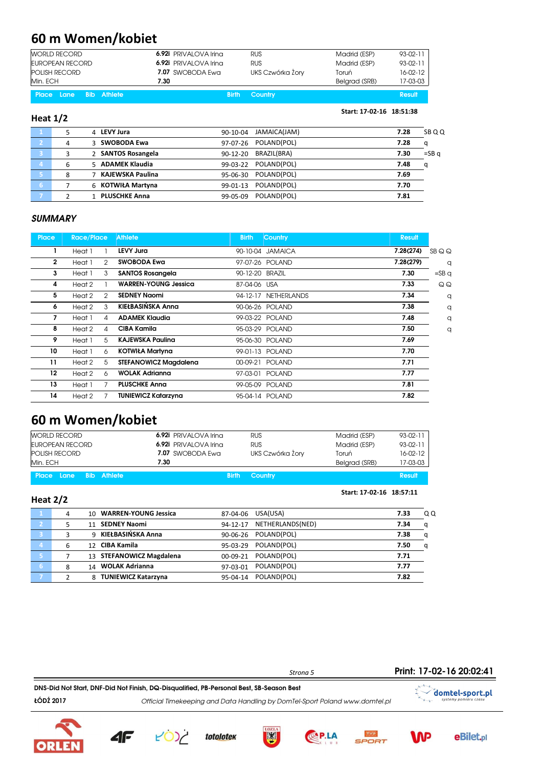# 60 m Women/kobiet

| | | | | | |
|---|---|---|---|---|---|
| WORLD RECORD | 6.92i | PRIVALOVA Irina | RUS | Madrid (ESP) | 93-02-11 |
| EUROPEAN RECORD | 6.92i | PRIVALOVA Irina | RUS | Madrid (ESP) | 93-02-11 |
| POLISH RECORD | 7.07 | SWOBODA Ewa | UKS Czwórka Żory | Toruń | 16-02-12 |
| Min. ECH | 7.30 | | | Belgrad (SRB) | 17-03-03 |

## Heat 1/2

Start: 17-02-16 18:51:38

| Place | Lane | Bib | Athlete | Birth | Country | Result | |
|---|---|---|---|---|---|---|---|
| 1 | 5 | 4 | **LEVY Jura** | 90-10-04 | JAMAICA(JAM) | **7.28** | SB Q Q |
| 2 | 4 | 3 | **SWOBODA Ewa** | 97-07-26 | POLAND(POL) | **7.28** | q |
| 3 | 3 | 2 | **SANTOS Rosangela** | 90-12-20 | BRAZIL(BRA) | **7.30** | =SB q |
| 4 | 6 | 5 | **ADAMEK Klaudia** | 99-03-22 | POLAND(POL) | **7.48** | q |
| 5 | 8 | 7 | **KAJEWSKA Paulina** | 95-06-30 | POLAND(POL) | **7.69** | |
| 6 | 7 | 6 | **KOTWIŁA Martyna** | 99-01-13 | POLAND(POL) | **7.70** | |
| 7 | 2 | 1 | **PLUSCHKE Anna** | 99-05-09 | POLAND(POL) | **7.81** | |

## *SUMMARY*

| Place | Race/Place | | Athlete | Birth | Country | Result | |
|---|---|---|---|---|---|---|---|
| 1 | Heat 1 | 1 | **LEVY Jura** | 90-10-04 | JAMAICA | **7.28(274)** | SB Q Q |
| 2 | Heat 1 | 2 | **SWOBODA Ewa** | 97-07-26 | POLAND | **7.28(279)** | q |
| 3 | Heat 1 | 3 | **SANTOS Rosangela** | 90-12-20 | BRAZIL | **7.30** | =SB q |
| 4 | Heat 2 | 1 | **WARREN-YOUNG Jessica** | 87-04-06 | USA | **7.33** | Q Q |
| 5 | Heat 2 | 2 | **SEDNEY Naomi** | 94-12-17 | NETHERLANDS | **7.34** | q |
| 6 | Heat 2 | 3 | **KIEŁBASIŃSKA Anna** | 90-06-26 | POLAND | **7.38** | q |
| 7 | Heat 1 | 4 | **ADAMEK Klaudia** | 99-03-22 | POLAND | **7.48** | q |
| 8 | Heat 2 | 4 | **CIBA Kamila** | 95-03-29 | POLAND | **7.50** | q |
| 9 | Heat 1 | 5 | **KAJEWSKA Paulina** | 95-06-30 | POLAND | **7.69** | |
| 10 | Heat 1 | 6 | **KOTWIŁA Martyna** | 99-01-13 | POLAND | **7.70** | |
| 11 | Heat 2 | 5 | **STEFANOWICZ Magdalena** | 00-09-21 | POLAND | **7.71** | |
| 12 | Heat 2 | 6 | **WOLAK Adrianna** | 97-03-01 | POLAND | **7.77** | |
| 13 | Heat 1 | 7 | **PLUSCHKE Anna** | 99-05-09 | POLAND | **7.81** | |
| 14 | Heat 2 | 7 | **TUNIEWICZ Katarzyna** | 95-04-14 | POLAND | **7.82** | |

# 60 m Women/kobiet

| | | | | | |
|---|---|---|---|---|---|
| WORLD RECORD | 6.92i | PRIVALOVA Irina | RUS | Madrid (ESP) | 93-02-11 |
| EUROPEAN RECORD | 6.92i | PRIVALOVA Irina | RUS | Madrid (ESP) | 93-02-11 |
| POLISH RECORD | 7.07 | SWOBODA Ewa | UKS Czwórka Żory | Toruń | 16-02-12 |
| Min. ECH | 7.30 | | | Belgrad (SRB) | 17-03-03 |

## Heat 2/2

Start: 17-02-16 18:57:11

| Place | Lane | Bib | Athlete | Birth | Country | Result | |
|---|---|---|---|---|---|---|---|
| 1 | 4 | 10 | **WARREN-YOUNG Jessica** | 87-04-06 | USA(USA) | **7.33** | Q Q |
| 2 | 5 | 11 | **SEDNEY Naomi** | 94-12-17 | NETHERLANDS(NED) | **7.34** | q |
| 3 | 3 | 9 | **KIEŁBASIŃSKA Anna** | 90-06-26 | POLAND(POL) | **7.38** | q |
| 4 | 6 | 12 | **CIBA Kamila** | 95-03-29 | POLAND(POL) | **7.50** | q |
| 5 | 7 | 13 | **STEFANOWICZ Magdalena** | 00-09-21 | POLAND(POL) | **7.71** | |
| 6 | 8 | 14 | **WOLAK Adrianna** | 97-03-01 | POLAND(POL) | **7.77** | |
| 7 | 2 | 8 | **TUNIEWICZ Katarzyna** | 95-04-14 | POLAND(POL) | **7.82** | |

Print: 17-02-16 20:02:41

**DNS-Did Not Start, DNF-Did Not Finish, DQ-Disqualified, PB-Personal Best, SB-Season Best**

**ŁÓDŹ 2017** *Official Timekeeping and Data Handling by DomTel-Sport Poland www.domtel.pl*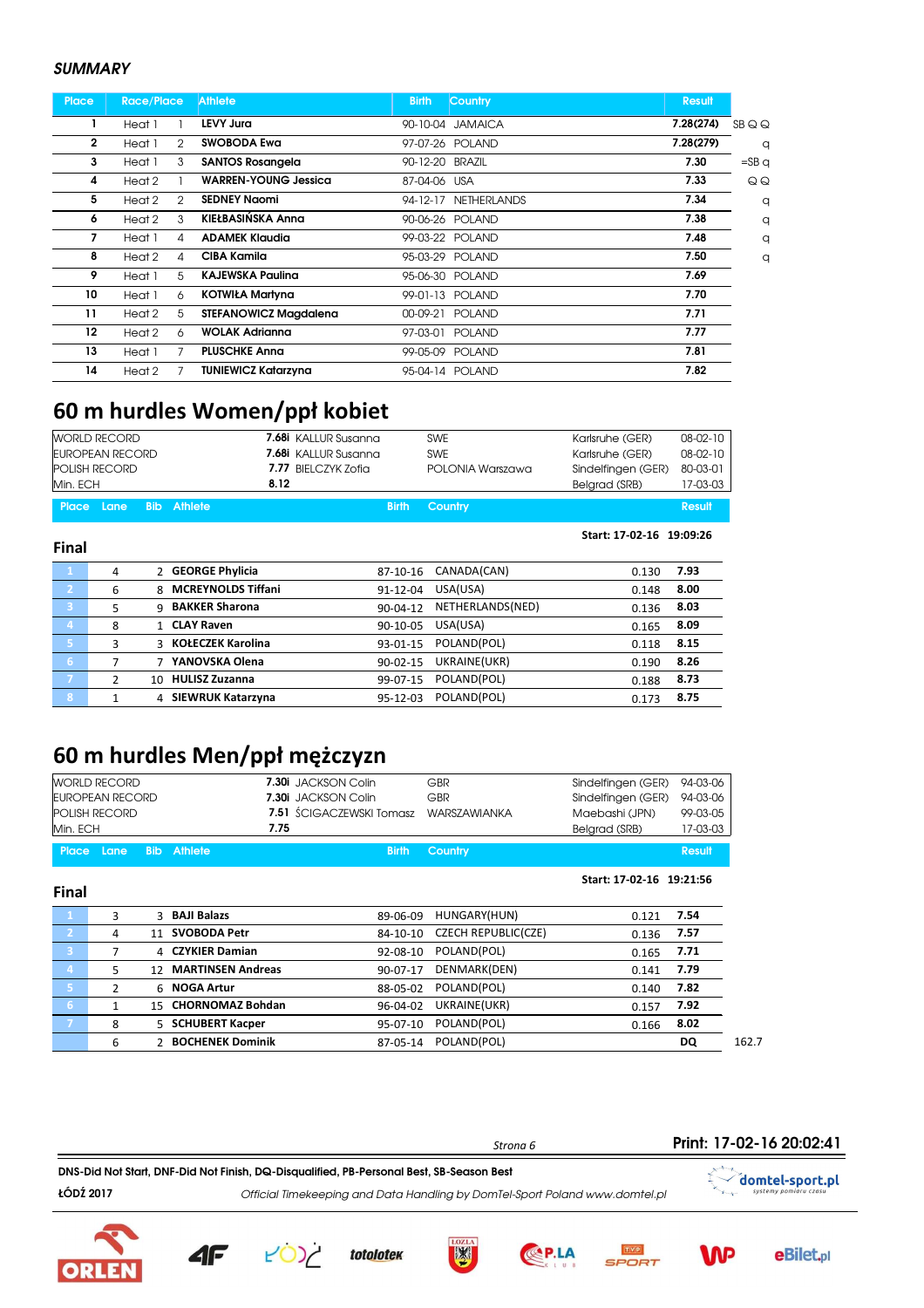### *SUMMARY*

| Place | Race/Place | | Athlete | Birth | Country | Result | |
|---|---|---|---|---|---|---|---|
| 1 | Heat 1 | 1 | LEVY Jura | 90-10-04 | JAMAICA | 7.28(274) | SB Q Q |
| 2 | Heat 1 | 2 | SWOBODA Ewa | 97-07-26 | POLAND | 7.28(279) | q |
| 3 | Heat 1 | 3 | SANTOS Rosangela | 90-12-20 | BRAZIL | 7.30 | =SB q |
| 4 | Heat 2 | 1 | WARREN-YOUNG Jessica | 87-04-06 | USA | 7.33 | Q Q |
| 5 | Heat 2 | 2 | SEDNEY Naomi | 94-12-17 | NETHERLANDS | 7.34 | q |
| 6 | Heat 2 | 3 | KIEŁBASIŃSKA Anna | 90-06-26 | POLAND | 7.38 | q |
| 7 | Heat 1 | 4 | ADAMEK Klaudia | 99-03-22 | POLAND | 7.48 | q |
| 8 | Heat 2 | 4 | CIBA Kamila | 95-03-29 | POLAND | 7.50 | q |
| 9 | Heat 1 | 5 | KAJEWSKA Paulina | 95-06-30 | POLAND | 7.69 | |
| 10 | Heat 1 | 6 | KOTWIŁA Martyna | 99-01-13 | POLAND | 7.70 | |
| 11 | Heat 2 | 5 | STEFANOWICZ Magdalena | 00-09-21 | POLAND | 7.71 | |
| 12 | Heat 2 | 6 | WOLAK Adrianna | 97-03-01 | POLAND | 7.77 | |
| 13 | Heat 1 | 7 | PLUSCHKE Anna | 99-05-09 | POLAND | 7.81 | |
| 14 | Heat 2 | 7 | TUNIEWICZ Katarzyna | 95-04-14 | POLAND | 7.82 | |

# 60 m hurdles Women/ppł kobiet

| | | | | | |
|---|---|---|---|---|---|
| WORLD RECORD | 7.68i | KALLUR Susanna | SWE | Karlsruhe (GER) | 08-02-10 |
| EUROPEAN RECORD | 7.68i | KALLUR Susanna | SWE | Karlsruhe (GER) | 08-02-10 |
| POLISH RECORD | 7.77 | BIELCZYK Zofia | POLONIA Warszawa | Sindelfingen (GER) | 80-03-01 |
| Min. ECH | 8.12 | | | Belgrad (SRB) | 17-03-03 |

Start: 17-02-16 19:09:26

## Final

| Place | Lane | Bib | Athlete | Birth | Country | | Result |
|---|---|---|---|---|---|---|---|
| 1 | 4 | 2 | GEORGE Phylicia | 87-10-16 | CANADA(CAN) | 0.130 | 7.93 |
| 2 | 6 | 8 | MCREYNOLDS Tiffani | 91-12-04 | USA(USA) | 0.148 | 8.00 |
| 3 | 5 | 9 | BAKKER Sharona | 90-04-12 | NETHERLANDS(NED) | 0.136 | 8.03 |
| 4 | 8 | 1 | CLAY Raven | 90-10-05 | USA(USA) | 0.165 | 8.09 |
| 5 | 3 | 3 | KOŁECZEK Karolina | 93-01-15 | POLAND(POL) | 0.118 | 8.15 |
| 6 | 7 | 7 | YANOVSKA Olena | 90-02-15 | UKRAINE(UKR) | 0.190 | 8.26 |
| 7 | 2 | 10 | HULISZ Zuzanna | 99-07-15 | POLAND(POL) | 0.188 | 8.73 |
| 8 | 1 | 4 | SIEWRUK Katarzyna | 95-12-03 | POLAND(POL) | 0.173 | 8.75 |

# 60 m hurdles Men/ppł mężczyzn

| | | | | | |
|---|---|---|---|---|---|
| WORLD RECORD | 7.30i | JACKSON Colin | GBR | Sindelfingen (GER) | 94-03-06 |
| EUROPEAN RECORD | 7.30i | JACKSON Colin | GBR | Sindelfingen (GER) | 94-03-06 |
| POLISH RECORD | 7.51 | ŚCIGACZEWSKI Tomasz | WARSZAWIANKA | Maebashi (JPN) | 99-03-05 |
| Min. ECH | 7.75 | | | Belgrad (SRB) | 17-03-03 |

Start: 17-02-16 19:21:56

## Final

| Place | Lane | Bib | Athlete | Birth | Country | | Result | |
|---|---|---|---|---|---|---|---|---|
| 1 | 3 | 3 | BAJI Balazs | 89-06-09 | HUNGARY(HUN) | 0.121 | 7.54 | |
| 2 | 4 | 11 | SVOBODA Petr | 84-10-10 | CZECH REPUBLIC(CZE) | 0.136 | 7.57 | |
| 3 | 7 | 4 | CZYKIER Damian | 92-08-10 | POLAND(POL) | 0.165 | 7.71 | |
| 4 | 5 | 12 | MARTINSEN Andreas | 90-07-17 | DENMARK(DEN) | 0.141 | 7.79 | |
| 5 | 2 | 6 | NOGA Artur | 88-05-02 | POLAND(POL) | 0.140 | 7.82 | |
| 6 | 1 | 15 | CHORNOMAZ Bohdan | 96-04-02 | UKRAINE(UKR) | 0.157 | 7.92 | |
| 7 | 8 | 5 | SCHUBERT Kacper | 95-07-10 | POLAND(POL) | 0.166 | 8.02 | |
| | 6 | 2 | BOCHENEK Dominik | 87-05-14 | POLAND(POL) | | DQ | 162.7 |

Print: 17-02-16 20:02:41

DNS-Did Not Start, DNF-Did Not Finish, DQ-Disqualified, PB-Personal Best, SB-Season Best

ŁÓDŹ 2017

*Official Timekeeping and Data Handling by DomTel-Sport Poland www.domtel.pl*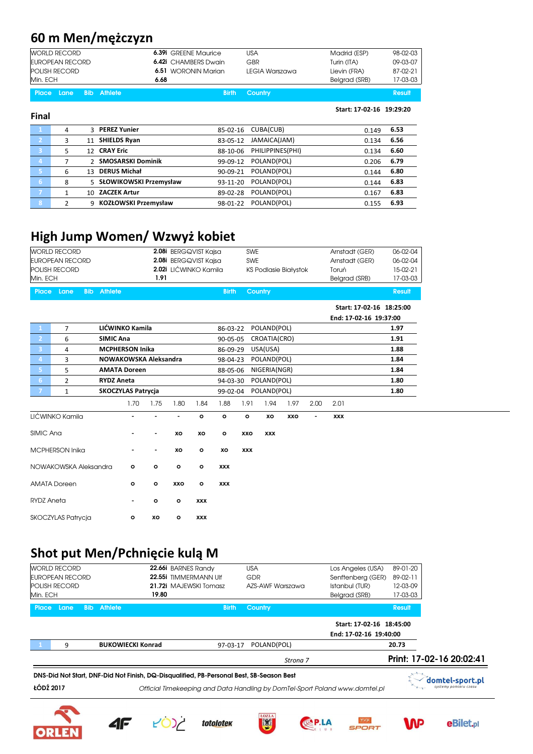## 60 m Men/mężczyzn

| | | | | | |
|---|---|---|---|---|---|
| WORLD RECORD | 6.39i | GREENE Maurice | USA | Madrid (ESP) | 98-02-03 |
| EUROPEAN RECORD | 6.42i | CHAMBERS Dwain | GBR | Turin (ITA) | 09-03-07 |
| POLISH RECORD | 6.51 | WORONIN Marian | LEGIA Warszawa | Lievin (FRA) | 87-02-21 |
| Min. ECH | 6.68 | | | Belgrad (SRB) | 17-03-03 |

### Final

Start: 17-02-16 19:29:20

| Place | Lane | Bib | Athlete | Birth | Country | | Result |
|---|---|---|---|---|---|---|---|
| 1 | 4 | 3 | **PEREZ Yunier** | 85-02-16 | CUBA(CUB) | 0.149 | **6.53** |
| 2 | 3 | 11 | **SHIELDS Ryan** | 83-05-12 | JAMAICA(JAM) | 0.134 | **6.56** |
| 3 | 5 | 12 | **CRAY Eric** | 88-10-06 | PHILIPPINES(PHI) | 0.134 | **6.60** |
| 4 | 7 | 2 | **SMOSARSKI Dominik** | 99-09-12 | POLAND(POL) | 0.206 | **6.79** |
| 5 | 6 | 13 | **DERUS Michał** | 90-09-21 | POLAND(POL) | 0.144 | **6.80** |
| 6 | 8 | 5 | **SŁOWIKOWSKI Przemysław** | 93-11-20 | POLAND(POL) | 0.144 | **6.83** |
| 7 | 1 | 10 | **ZACZEK Artur** | 89-02-28 | POLAND(POL) | 0.167 | **6.83** |
| 8 | 2 | 9 | **KOZŁOWSKI Przemysław** | 98-01-22 | POLAND(POL) | 0.155 | **6.93** |

## High Jump Women/ Wzwyż kobiet

| | | | | | |
|---|---|---|---|---|---|
| WORLD RECORD | 2.08i | BERGQVIST Kajsa | SWE | Arnstadt (GER) | 06-02-04 |
| EUROPEAN RECORD | 2.08i | BERGQVIST Kajsa | SWE | Arnstadt (GER) | 06-02-04 |
| POLISH RECORD | 2.02i | LIĆWINKO Kamila | KS Podlasie Białystok | Toruń | 15-02-21 |
| Min. ECH | 1.91 | | | Belgrad (SRB) | 17-03-03 |

Start: 17-02-16 18:25:00
End: 17-02-16 19:37:00

| Place | Lane | Bib | Athlete | Birth | Country | Result |
|---|---|---|---|---|---|---|
| 1 | 7 | | **LIĆWINKO Kamila** | 86-03-22 | POLAND(POL) | **1.97** |
| 2 | 6 | | **SIMIC Ana** | 90-05-05 | CROATIA(CRO) | **1.91** |
| 3 | 4 | | **MCPHERSON Inika** | 86-09-29 | USA(USA) | **1.88** |
| 4 | 3 | | **NOWAKOWSKA Aleksandra** | 98-04-23 | POLAND(POL) | **1.84** |
| 5 | 5 | | **AMATA Doreen** | 88-05-06 | NIGERIA(NGR) | **1.84** |
| 6 | 2 | | **RYDZ Aneta** | 94-03-30 | POLAND(POL) | **1.80** |
| 7 | 1 | | **SKOCZYLAS Patrycja** | 99-02-04 | POLAND(POL) | **1.80** |

| | 1.70 | 1.75 | 1.80 | 1.84 | 1.88 | 1.91 | 1.94 | 1.97 | 2.00 | 2.01 |
|---|---|---|---|---|---|---|---|---|---|---|
| LIĆWINKO Kamila | - | - | - | o | o | o | xo | xxo | - | xxx |
| SIMIC Ana | - | - | xo | xo | o | xxo | xxx | | | |
| MCPHERSON Inika | - | - | xo | o | xo | xxx | | | | |
| NOWAKOWSKA Aleksandra | o | o | o | o | xxx | | | | | |
| AMATA Doreen | o | o | xxo | o | xxx | | | | | |
| RYDZ Aneta | - | o | o | xxx | | | | | | |
| SKOCZYLAS Patrycja | o | xo | o | xxx | | | | | | |

## Shot put Men/Pchnięcie kulą M

| | | | | | |
|---|---|---|---|---|---|
| WORLD RECORD | 22.66i | BARNES Randy | USA | Los Angeles (USA) | 89-01-20 |
| EUROPEAN RECORD | 22.55i | TIMMERMANN Ulf | GDR | Senftenberg (GER) | 89-02-11 |
| POLISH RECORD | 21.72i | MAJEWSKI Tomasz | AZS-AWF Warszawa | Istanbul (TUR) | 12-03-09 |
| Min. ECH | 19.80 | | | Belgrad (SRB) | 17-03-03 |

Start: 17-02-16 18:45:00
End: 17-02-16 19:40:00

| Place | Lane | Bib | Athlete | Birth | Country | Result |
|---|---|---|---|---|---|---|
| 1 | 9 | | **BUKOWIECKI Konrad** | 97-03-17 | POLAND(POL) | **20.73** |

Print: 17-02-16 20:02:41

DNS-Did Not Start, DNF-Did Not Finish, DQ-Disqualified, PB-Personal Best, SB-Season Best

ŁÓDŹ 2017 — *Official Timekeeping and Data Handling by DomTel-Sport Poland www.domtel.pl*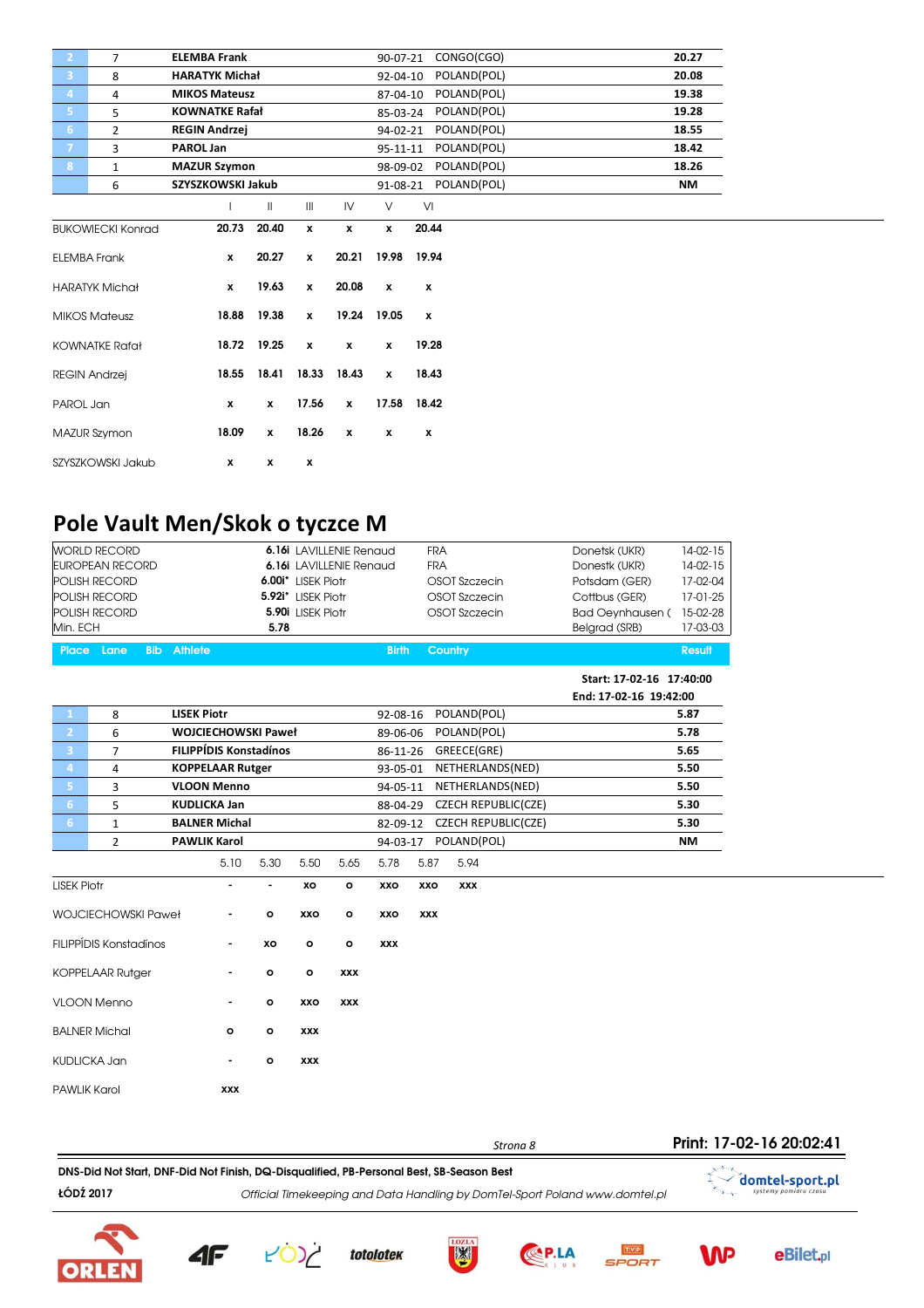| Place | Lane | Athlete | Birth | Country | Result |
|---|---|---|---|---|---|
| 2 | 7 | **ELEMBA Frank** | 90-07-21 | CONGO(CGO) | **20.27** |
| 3 | 8 | **HARATYK Michał** | 92-04-10 | POLAND(POL) | **20.08** |
| 4 | 4 | **MIKOS Mateusz** | 87-04-10 | POLAND(POL) | **19.38** |
| 5 | 5 | **KOWNATKE Rafał** | 85-03-24 | POLAND(POL) | **19.28** |
| 6 | 2 | **REGIN Andrzej** | 94-02-21 | POLAND(POL) | **18.55** |
| 7 | 3 | **PAROL Jan** | 95-11-11 | POLAND(POL) | **18.42** |
| 8 | 1 | **MAZUR Szymon** | 98-09-02 | POLAND(POL) | **18.26** |
| | 6 | **SZYSZKOWSKI Jakub** | 91-08-21 | POLAND(POL) | **NM** |

| Athlete | I | II | III | IV | V | VI |
|---|---|---|---|---|---|---|
| BUKOWIECKI Konrad | 20.73 | 20.40 | x | x | x | 20.44 |
| ELEMBA Frank | x | 20.27 | x | 20.21 | 19.98 | 19.94 |
| HARATYK Michał | x | 19.63 | x | 20.08 | x | x |
| MIKOS Mateusz | 18.88 | 19.38 | x | 19.24 | 19.05 | x |
| KOWNATKE Rafał | 18.72 | 19.25 | x | x | x | 19.28 |
| REGIN Andrzej | 18.55 | 18.41 | 18.33 | 18.43 | x | 18.43 |
| PAROL Jan | x | x | 17.56 | x | 17.58 | 18.42 |
| MAZUR Szymon | 18.09 | x | 18.26 | x | x | x |
| SZYSZKOWSKI Jakub | x | x | x | | | |

# Pole Vault Men/Skok o tyczce M

| | | | | | | |
|---|---|---|---|---|---|---|
| WORLD RECORD | 6.16i | LAVILLENIE Renaud | FRA | Donetsk (UKR) | 14-02-15 |
| EUROPEAN RECORD | 6.16i | LAVILLENIE Renaud | FRA | Donestk (UKR) | 14-02-15 |
| POLISH RECORD | 6.00i* | LISEK Piotr | OSOT Szczecin | Potsdam (GER) | 17-02-04 |
| POLISH RECORD | 5.92i* | LISEK Piotr | OSOT Szczecin | Cottbus (GER) | 17-01-25 |
| POLISH RECORD | 5.90i | LISEK Piotr | OSOT Szczecin | Bad Oeynhausen ( | 15-02-28 |
| Min. ECH | 5.78 | | | Belgrad (SRB) | 17-03-03 |

**Start: 17-02-16 17:40:00**
**End: 17-02-16 19:42:00**

| Place | Lane | Bib | Athlete | Birth | Country | Result |
|---|---|---|---|---|---|---|
| 1 | 8 | | **LISEK Piotr** | 92-08-16 | POLAND(POL) | **5.87** |
| 2 | 6 | | **WOJCIECHOWSKI Paweł** | 89-06-06 | POLAND(POL) | **5.78** |
| 3 | 7 | | **FILIPPÍDIS Konstadínos** | 86-11-26 | GREECE(GRE) | **5.65** |
| 4 | 4 | | **KOPPELAAR Rutger** | 93-05-01 | NETHERLANDS(NED) | **5.50** |
| 5 | 3 | | **VLOON Menno** | 94-05-11 | NETHERLANDS(NED) | **5.50** |
| 6 | 5 | | **KUDLICKA Jan** | 88-04-29 | CZECH REPUBLIC(CZE) | **5.30** |
| 6 | 1 | | **BALNER Michal** | 82-09-12 | CZECH REPUBLIC(CZE) | **5.30** |
| | 2 | | **PAWLIK Karol** | 94-03-17 | POLAND(POL) | **NM** |

| Athlete | 5.10 | 5.30 | 5.50 | 5.65 | 5.78 | 5.87 | 5.94 |
|---|---|---|---|---|---|---|---|
| LISEK Piotr | - | - | xo | o | xxo | xxo | xxx |
| WOJCIECHOWSKI Paweł | - | o | xxo | o | xxo | xxx | |
| FILIPPÍDIS Konstadínos | - | xo | o | o | xxx | | |
| KOPPELAAR Rutger | - | o | o | xxx | | | |
| VLOON Menno | - | o | xxo | xxx | | | |
| BALNER Michal | o | o | xxx | | | | |
| KUDLICKA Jan | - | o | xxx | | | | |
| PAWLIK Karol | xxx | | | | | | |

Print: 17-02-16 20:02:41

DNS-Did Not Start, DNF-Did Not Finish, DQ-Disqualified, PB-Personal Best, SB-Season Best

ŁÓDŹ 2017 — *Official Timekeeping and Data Handling by DomTel-Sport Poland www.domtel.pl*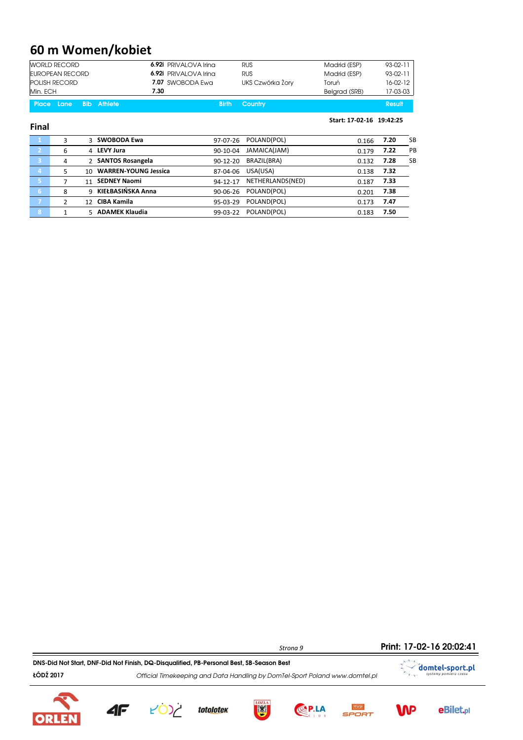# 60 m Women/kobiet

| | | | | |
|---|---|---|---|---|
| WORLD RECORD | 6.92i PRIVALOVA Irina | RUS | Madrid (ESP) | 93-02-11 |
| EUROPEAN RECORD | 6.92i PRIVALOVA Irina | RUS | Madrid (ESP) | 93-02-11 |
| POLISH RECORD | 7.07 SWOBODA Ewa | UKS Czwórka Żory | Toruń | 16-02-12 |
| Min. ECH | 7.30 | | Belgrad (SRB) | 17-03-03 |

## Final

Start: 17-02-16 19:42:25

| Place | Lane | Bib | Athlete | Birth | Country | | Result | |
|---|---|---|---|---|---|---|---|---|
| 1 | 3 | 3 | **SWOBODA Ewa** | 97-07-26 | POLAND(POL) | 0.166 | **7.20** | SB |
| 2 | 6 | 4 | **LEVY Jura** | 90-10-04 | JAMAICA(JAM) | 0.179 | **7.22** | PB |
| 3 | 4 | 2 | **SANTOS Rosangela** | 90-12-20 | BRAZIL(BRA) | 0.132 | **7.28** | SB |
| 4 | 5 | 10 | **WARREN-YOUNG Jessica** | 87-04-06 | USA(USA) | 0.138 | **7.32** | |
| 5 | 7 | 11 | **SEDNEY Naomi** | 94-12-17 | NETHERLANDS(NED) | 0.187 | **7.33** | |
| 6 | 8 | 9 | **KIEŁBASIŃSKA Anna** | 90-06-26 | POLAND(POL) | 0.201 | **7.38** | |
| 7 | 2 | 12 | **CIBA Kamila** | 95-03-29 | POLAND(POL) | 0.173 | **7.47** | |
| 8 | 1 | 5 | **ADAMEK Klaudia** | 99-03-22 | POLAND(POL) | 0.183 | **7.50** | |

Print: 17-02-16 20:02:41

DNS-Did Not Start, DNF-Did Not Finish, DQ-Disqualified, PB-Personal Best, SB-Season Best

ŁÓDŹ 2017

*Official Timekeeping and Data Handling by DomTel-Sport Poland www.domtel.pl*